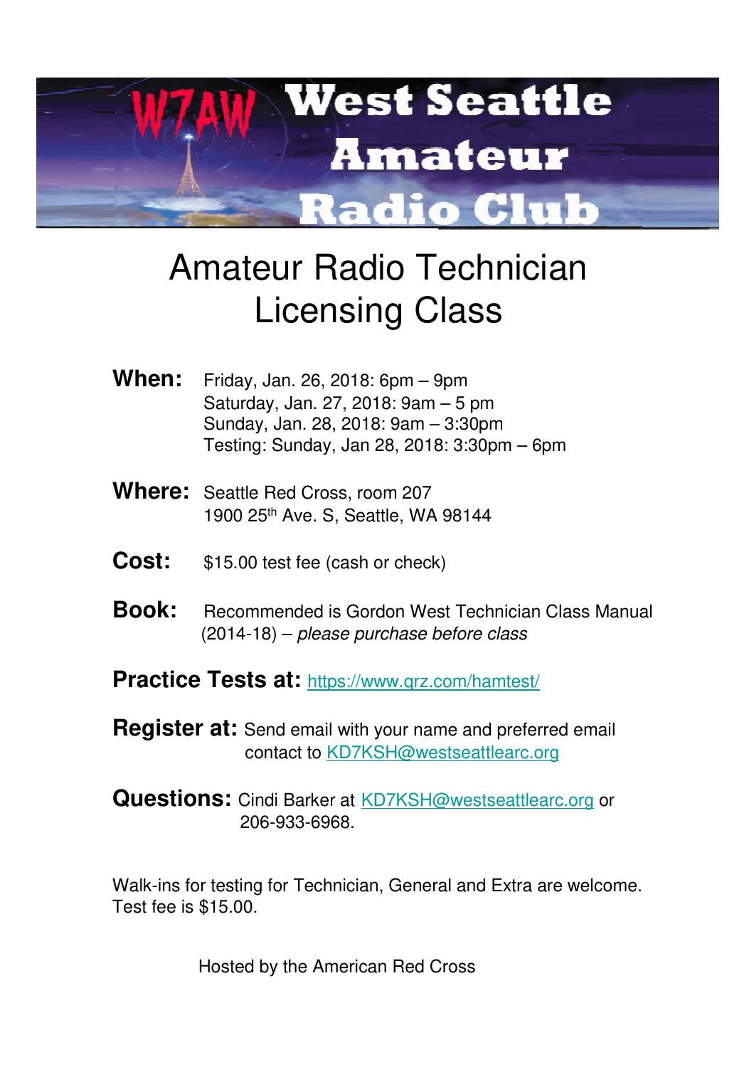W7AW West Seattle Amateur Radio Club

# Amateur Radio Technician Licensing Class

**When:** Friday, Jan. 26, 2018: 6pm – 9pm
Saturday, Jan. 27, 2018: 9am – 5 pm
Sunday, Jan. 28, 2018: 9am – 3:30pm
Testing: Sunday, Jan 28, 2018: 3:30pm – 6pm

**Where:** Seattle Red Cross, room 207
1900 25th Ave. S, Seattle, WA 98144

**Cost:** $15.00 test fee (cash or check)

**Book:** Recommended is Gordon West Technician Class Manual (2014-18) – *please purchase before class*

**Practice Tests at:** https://www.qrz.com/hamtest/

**Register at:** Send email with your name and preferred email contact to KD7KSH@westseattlearc.org

**Questions:** Cindi Barker at KD7KSH@westseattlearc.org or 206-933-6968.

Walk-ins for testing for Technician, General and Extra are welcome. Test fee is $15.00.

Hosted by the American Red Cross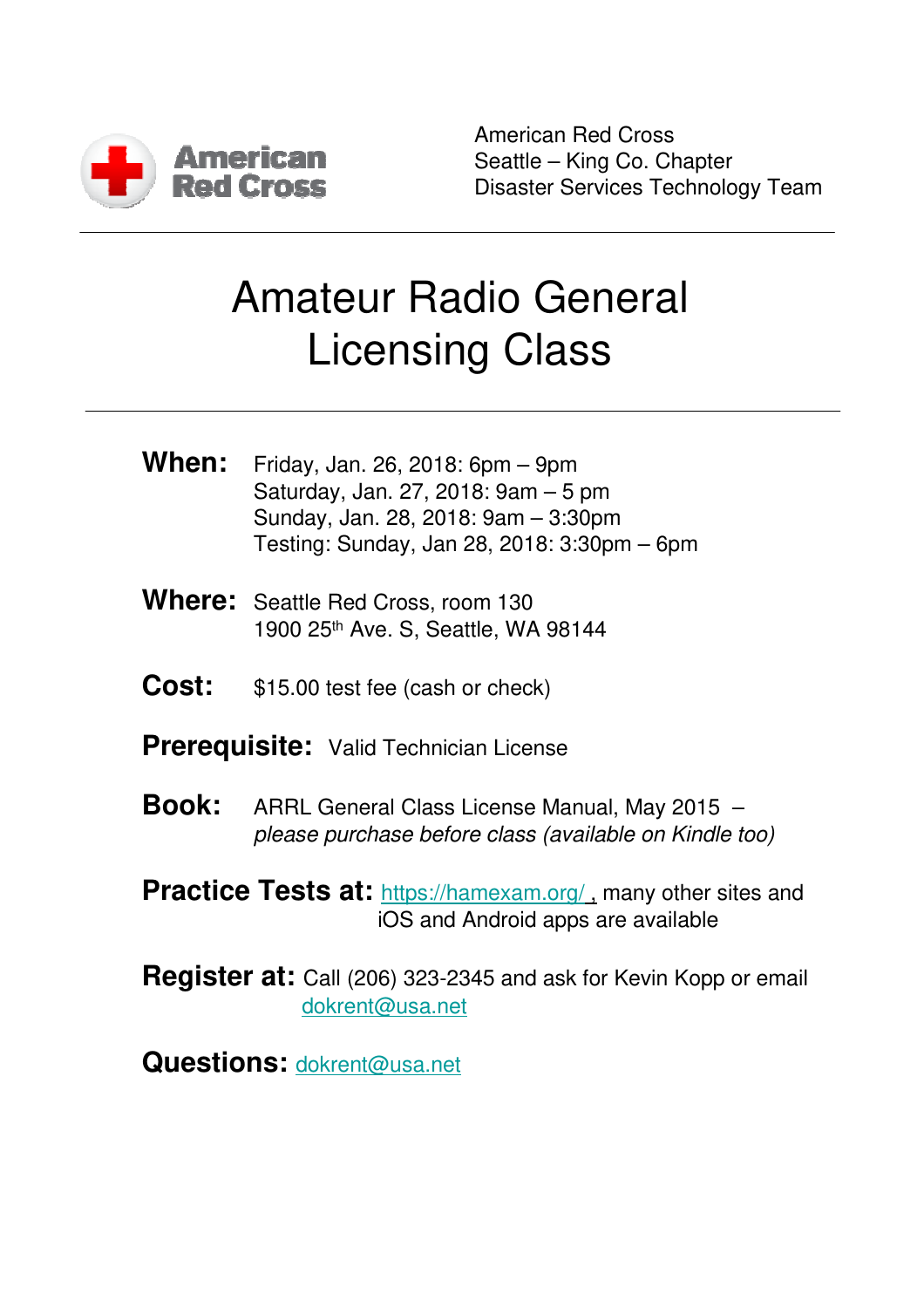American Red Cross

American Red Cross
Seattle – King Co. Chapter
Disaster Services Technology Team

---

# Amateur Radio General Licensing Class

---

**When:** Friday, Jan. 26, 2018: 6pm – 9pm
Saturday, Jan. 27, 2018: 9am – 5 pm
Sunday, Jan. 28, 2018: 9am – 3:30pm
Testing: Sunday, Jan 28, 2018: 3:30pm – 6pm

**Where:** Seattle Red Cross, room 130
1900 25th Ave. S, Seattle, WA 98144

**Cost:** $15.00 test fee (cash or check)

**Prerequisite:** Valid Technician License

**Book:** ARRL General Class License Manual, May 2015 – *please purchase before class (available on Kindle too)*

**Practice Tests at:** https://hamexam.org/ , many other sites and iOS and Android apps are available

**Register at:** Call (206) 323-2345 and ask for Kevin Kopp or email dokrent@usa.net

**Questions:** dokrent@usa.net